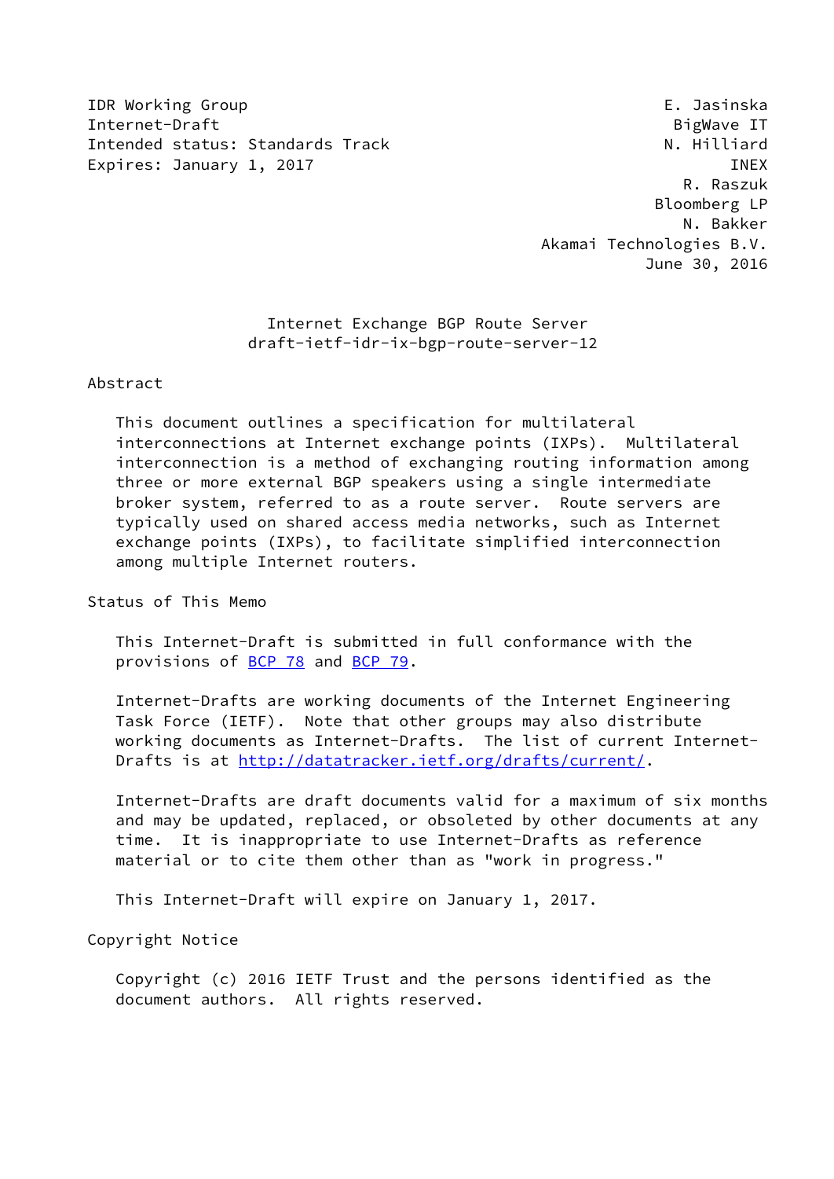IDR Working Group E. Jasinska
Internet-Draft BigWave IT
Intended status: Standards Track N. Hilliard
Expires: January 1, 2017 INEX
R. Raszuk
Bloomberg LP
N. Bakker
Akamai Technologies B.V.
June 30, 2016

# Internet Exchange BGP Route Server
## draft-ietf-idr-ix-bgp-route-server-12

## Abstract

This document outlines a specification for multilateral interconnections at Internet exchange points (IXPs). Multilateral interconnection is a method of exchanging routing information among three or more external BGP speakers using a single intermediate broker system, referred to as a route server. Route servers are typically used on shared access media networks, such as Internet exchange points (IXPs), to facilitate simplified interconnection among multiple Internet routers.

## Status of This Memo

This Internet-Draft is submitted in full conformance with the provisions of BCP 78 and BCP 79.

Internet-Drafts are working documents of the Internet Engineering Task Force (IETF). Note that other groups may also distribute working documents as Internet-Drafts. The list of current Internet-Drafts is at http://datatracker.ietf.org/drafts/current/.

Internet-Drafts are draft documents valid for a maximum of six months and may be updated, replaced, or obsoleted by other documents at any time. It is inappropriate to use Internet-Drafts as reference material or to cite them other than as "work in progress."

This Internet-Draft will expire on January 1, 2017.

## Copyright Notice

Copyright (c) 2016 IETF Trust and the persons identified as the document authors. All rights reserved.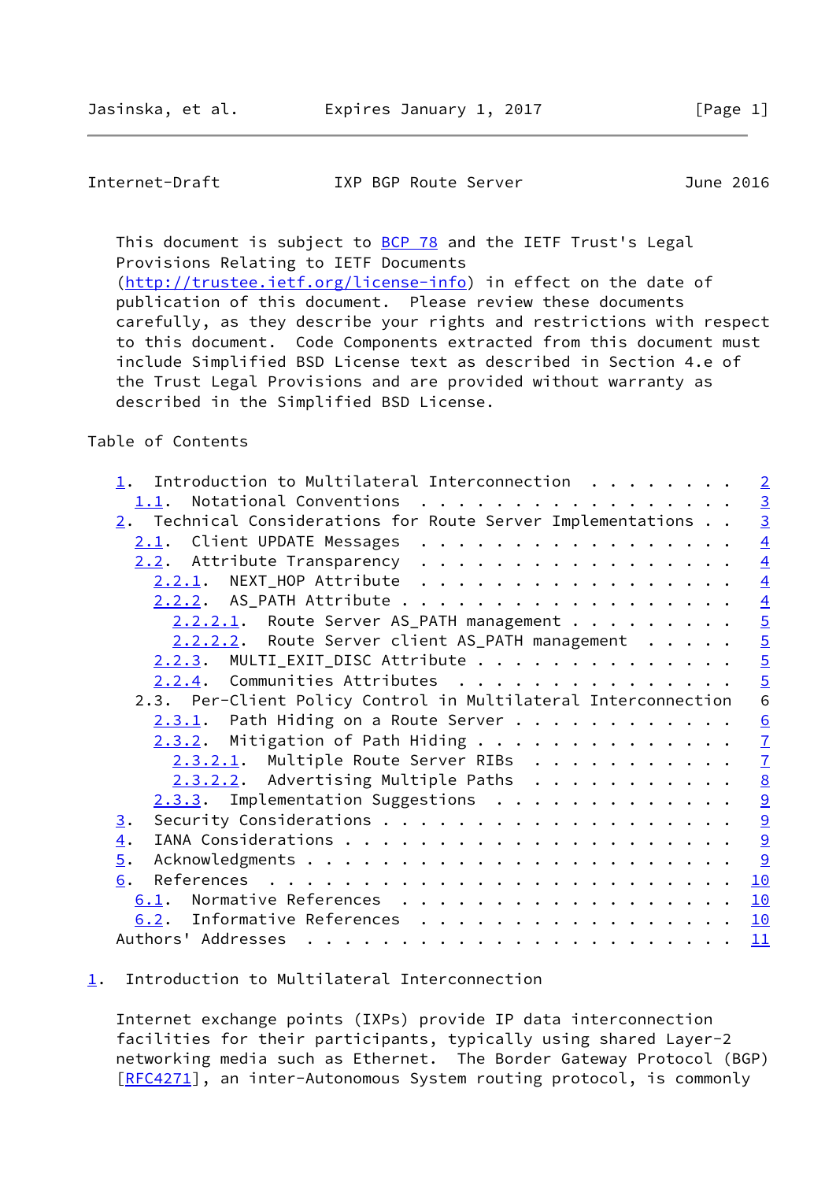This document is subject to BCP 78 and the IETF Trust's Legal Provisions Relating to IETF Documents (http://trustee.ietf.org/license-info) in effect on the date of publication of this document. Please review these documents carefully, as they describe your rights and restrictions with respect to this document. Code Components extracted from this document must include Simplified BSD License text as described in Section 4.e of the Trust Legal Provisions and are provided without warranty as described in the Simplified BSD License.

Table of Contents

```
   1.  Introduction to Multilateral Interconnection . . . . . . . .   2
     1.1.  Notational Conventions  . . . . . . . . . . . . . . . . .   3
   2.  Technical Considerations for Route Server Implementations . .   3
     2.1.  Client UPDATE Messages  . . . . . . . . . . . . . . . . .   4
     2.2.  Attribute Transparency  . . . . . . . . . . . . . . . . .   4
       2.2.1.  NEXT_HOP Attribute  . . . . . . . . . . . . . . . . .   4
       2.2.2.  AS_PATH Attribute . . . . . . . . . . . . . . . . . .   4
         2.2.2.1.  Route Server AS_PATH management . . . . . . . . .   5
         2.2.2.2.  Route Server client AS_PATH management  . . . . .   5
       2.2.3.  MULTI_EXIT_DISC Attribute . . . . . . . . . . . . . .   5
       2.2.4.  Communities Attributes  . . . . . . . . . . . . . . .   5
     2.3.  Per-Client Policy Control in Multilateral Interconnection   6
       2.3.1.  Path Hiding on a Route Server . . . . . . . . . . . .   6
       2.3.2.  Mitigation of Path Hiding . . . . . . . . . . . . . .   7
         2.3.2.1.  Multiple Route Server RIBs  . . . . . . . . . . .   7
         2.3.2.2.  Advertising Multiple Paths  . . . . . . . . . . .   8
       2.3.3.  Implementation Suggestions  . . . . . . . . . . . . .   9
   3.  Security Considerations . . . . . . . . . . . . . . . . . . .   9
   4.  IANA Considerations . . . . . . . . . . . . . . . . . . . . .   9
   5.  Acknowledgments . . . . . . . . . . . . . . . . . . . . . . .   9
   6.  References  . . . . . . . . . . . . . . . . . . . . . . . . .  10
     6.1.  Normative References  . . . . . . . . . . . . . . . . . .  10
     6.2.  Informative References  . . . . . . . . . . . . . . . . .  10
   Authors' Addresses  . . . . . . . . . . . . . . . . . . . . . . .  11
```

## 1. Introduction to Multilateral Interconnection

Internet exchange points (IXPs) provide IP data interconnection facilities for their participants, typically using shared Layer-2 networking media such as Ethernet. The Border Gateway Protocol (BGP) [RFC4271], an inter-Autonomous System routing protocol, is commonly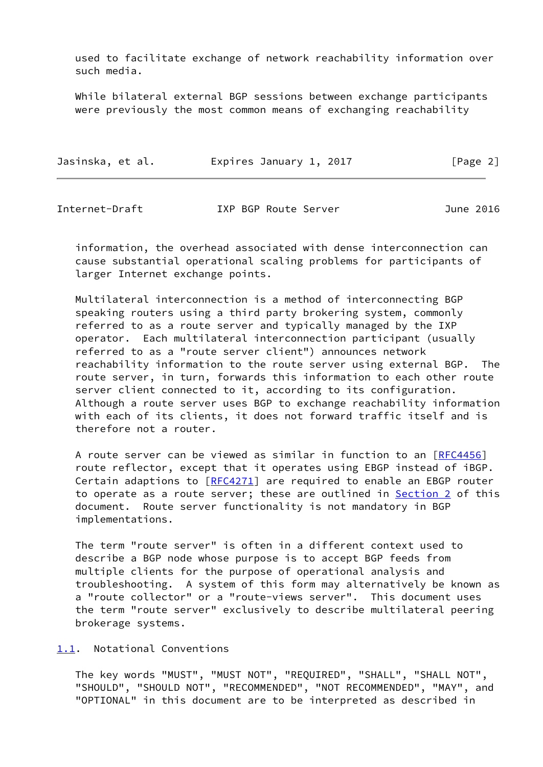used to facilitate exchange of network reachability information over such media.

While bilateral external BGP sessions between exchange participants were previously the most common means of exchanging reachability information, the overhead associated with dense interconnection can cause substantial operational scaling problems for participants of larger Internet exchange points.

Multilateral interconnection is a method of interconnecting BGP speaking routers using a third party brokering system, commonly referred to as a route server and typically managed by the IXP operator. Each multilateral interconnection participant (usually referred to as a "route server client") announces network reachability information to the route server using external BGP. The route server, in turn, forwards this information to each other route server client connected to it, according to its configuration. Although a route server uses BGP to exchange reachability information with each of its clients, it does not forward traffic itself and is therefore not a router.

A route server can be viewed as similar in function to an [RFC4456] route reflector, except that it operates using EBGP instead of iBGP. Certain adaptions to [RFC4271] are required to enable an EBGP router to operate as a route server; these are outlined in Section 2 of this document. Route server functionality is not mandatory in BGP implementations.

The term "route server" is often in a different context used to describe a BGP node whose purpose is to accept BGP feeds from multiple clients for the purpose of operational analysis and troubleshooting. A system of this form may alternatively be known as a "route collector" or a "route-views server". This document uses the term "route server" exclusively to describe multilateral peering brokerage systems.

## 1.1. Notational Conventions

The key words "MUST", "MUST NOT", "REQUIRED", "SHALL", "SHALL NOT", "SHOULD", "SHOULD NOT", "RECOMMENDED", "NOT RECOMMENDED", "MAY", and "OPTIONAL" in this document are to be interpreted as described in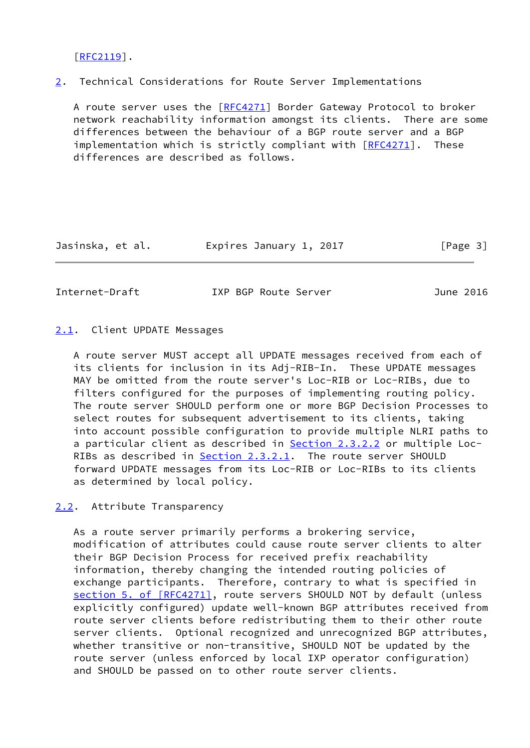[RFC2119].

## 2. Technical Considerations for Route Server Implementations

A route server uses the [RFC4271] Border Gateway Protocol to broker network reachability information amongst its clients. There are some differences between the behaviour of a BGP route server and a BGP implementation which is strictly compliant with [RFC4271]. These differences are described as follows.

### 2.1. Client UPDATE Messages

A route server MUST accept all UPDATE messages received from each of its clients for inclusion in its Adj-RIB-In. These UPDATE messages MAY be omitted from the route server's Loc-RIB or Loc-RIBs, due to filters configured for the purposes of implementing routing policy. The route server SHOULD perform one or more BGP Decision Processes to select routes for subsequent advertisement to its clients, taking into account possible configuration to provide multiple NLRI paths to a particular client as described in Section 2.3.2.2 or multiple Loc-RIBs as described in Section 2.3.2.1. The route server SHOULD forward UPDATE messages from its Loc-RIB or Loc-RIBs to its clients as determined by local policy.

### 2.2. Attribute Transparency

As a route server primarily performs a brokering service, modification of attributes could cause route server clients to alter their BGP Decision Process for received prefix reachability information, thereby changing the intended routing policies of exchange participants. Therefore, contrary to what is specified in section 5. of [RFC4271], route servers SHOULD NOT by default (unless explicitly configured) update well-known BGP attributes received from route server clients before redistributing them to their other route server clients. Optional recognized and unrecognized BGP attributes, whether transitive or non-transitive, SHOULD NOT be updated by the route server (unless enforced by local IXP operator configuration) and SHOULD be passed on to other route server clients.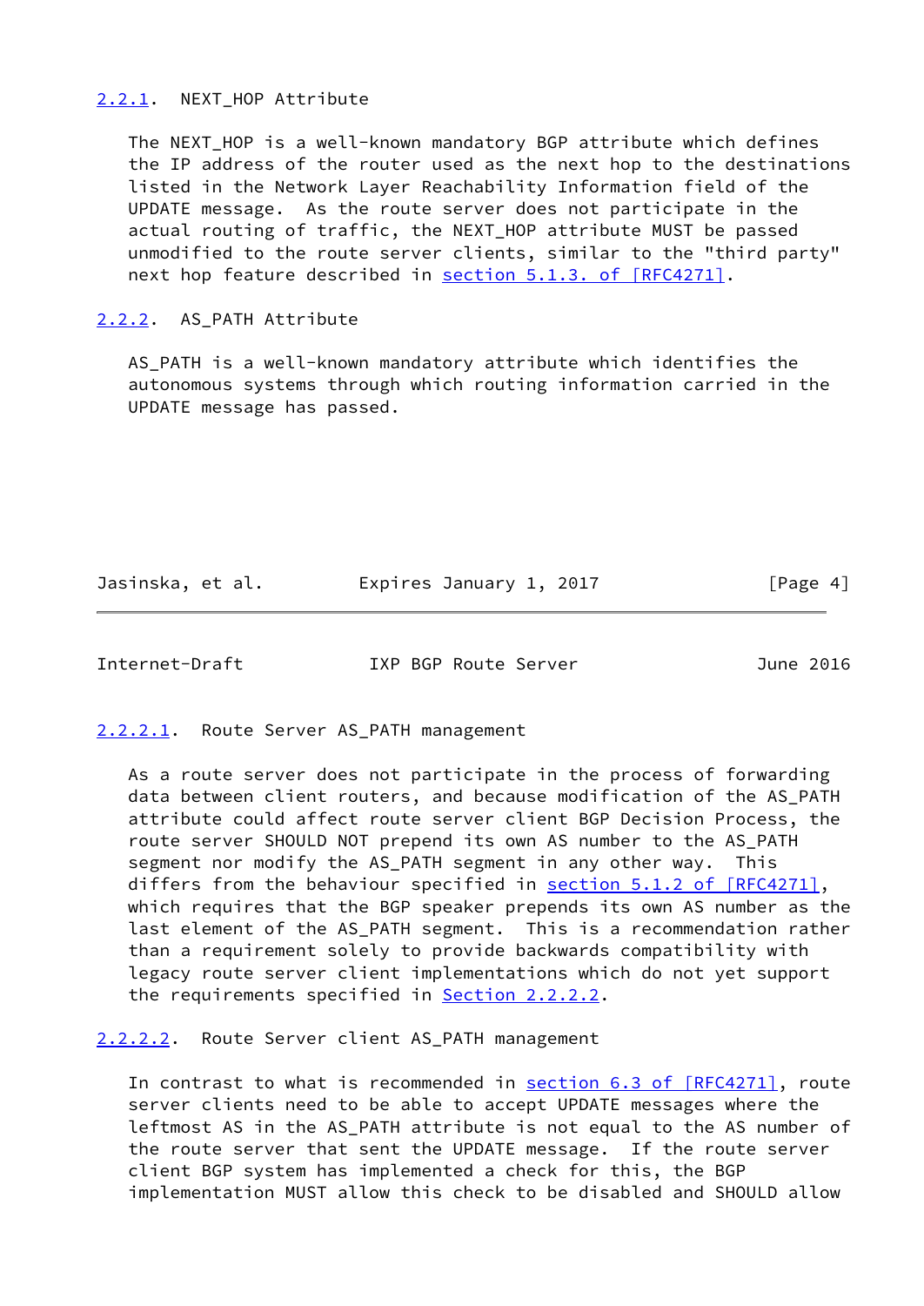### 2.2.1. NEXT_HOP Attribute

The NEXT_HOP is a well-known mandatory BGP attribute which defines the IP address of the router used as the next hop to the destinations listed in the Network Layer Reachability Information field of the UPDATE message. As the route server does not participate in the actual routing of traffic, the NEXT_HOP attribute MUST be passed unmodified to the route server clients, similar to the "third party" next hop feature described in section 5.1.3. of [RFC4271].

### 2.2.2. AS_PATH Attribute

AS_PATH is a well-known mandatory attribute which identifies the autonomous systems through which routing information carried in the UPDATE message has passed.

#### 2.2.2.1. Route Server AS_PATH management

As a route server does not participate in the process of forwarding data between client routers, and because modification of the AS_PATH attribute could affect route server client BGP Decision Process, the route server SHOULD NOT prepend its own AS number to the AS_PATH segment nor modify the AS_PATH segment in any other way. This differs from the behaviour specified in section 5.1.2 of [RFC4271], which requires that the BGP speaker prepends its own AS number as the last element of the AS_PATH segment. This is a recommendation rather than a requirement solely to provide backwards compatibility with legacy route server client implementations which do not yet support the requirements specified in Section 2.2.2.2.

#### 2.2.2.2. Route Server client AS_PATH management

In contrast to what is recommended in section 6.3 of [RFC4271], route server clients need to be able to accept UPDATE messages where the leftmost AS in the AS_PATH attribute is not equal to the AS number of the route server that sent the UPDATE message. If the route server client BGP system has implemented a check for this, the BGP implementation MUST allow this check to be disabled and SHOULD allow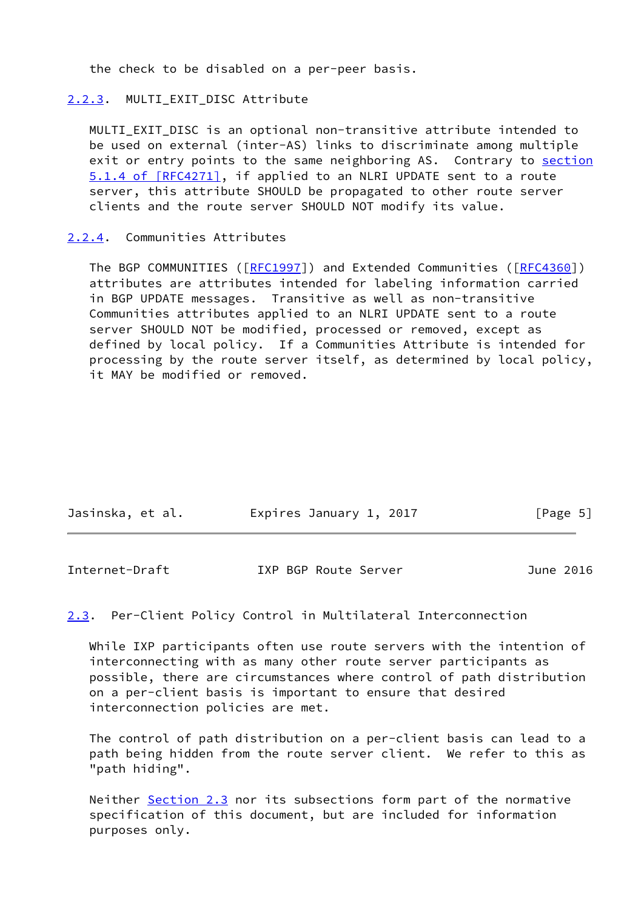the check to be disabled on a per-peer basis.

### 2.2.3. MULTI_EXIT_DISC Attribute

MULTI_EXIT_DISC is an optional non-transitive attribute intended to be used on external (inter-AS) links to discriminate among multiple exit or entry points to the same neighboring AS. Contrary to section 5.1.4 of [RFC4271], if applied to an NLRI UPDATE sent to a route server, this attribute SHOULD be propagated to other route server clients and the route server SHOULD NOT modify its value.

### 2.2.4. Communities Attributes

The BGP COMMUNITIES ([RFC1997]) and Extended Communities ([RFC4360]) attributes are attributes intended for labeling information carried in BGP UPDATE messages. Transitive as well as non-transitive Communities attributes applied to an NLRI UPDATE sent to a route server SHOULD NOT be modified, processed or removed, except as defined by local policy. If a Communities Attribute is intended for processing by the route server itself, as determined by local policy, it MAY be modified or removed.

## 2.3. Per-Client Policy Control in Multilateral Interconnection

While IXP participants often use route servers with the intention of interconnecting with as many other route server participants as possible, there are circumstances where control of path distribution on a per-client basis is important to ensure that desired interconnection policies are met.

The control of path distribution on a per-client basis can lead to a path being hidden from the route server client. We refer to this as "path hiding".

Neither Section 2.3 nor its subsections form part of the normative specification of this document, but are included for information purposes only.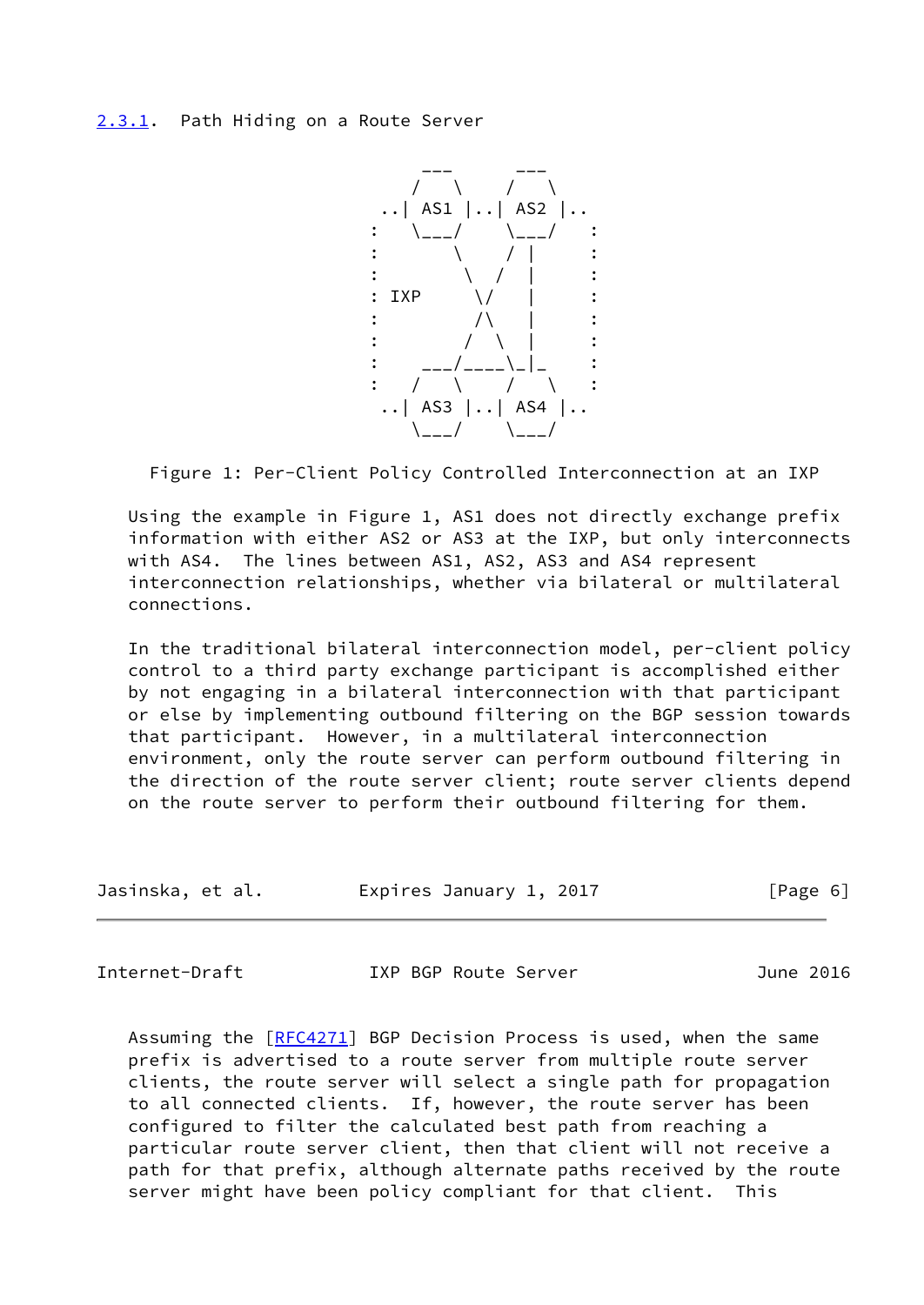### 2.3.1. Path Hiding on a Route Server

```
                         ___      ___
                        /   \    /   \
                     ..| AS1 |..| AS2 |..
                    :   \___/    \___/   :
                    :       \     / |     :
                    :        \  /   |     :
                    : IXP     \/    |     :
                    :         /\    |     :
                    :        /  \   |     :
                    :    ___/____\_|_    :
                    :   /   \    /   \   :
                     ..| AS3 |..| AS4 |..
                        \___/    \___/
```

Figure 1: Per-Client Policy Controlled Interconnection at an IXP

Using the example in Figure 1, AS1 does not directly exchange prefix information with either AS2 or AS3 at the IXP, but only interconnects with AS4. The lines between AS1, AS2, AS3 and AS4 represent interconnection relationships, whether via bilateral or multilateral connections.

In the traditional bilateral interconnection model, per-client policy control to a third party exchange participant is accomplished either by not engaging in a bilateral interconnection with that participant or else by implementing outbound filtering on the BGP session towards that participant. However, in a multilateral interconnection environment, only the route server can perform outbound filtering in the direction of the route server client; route server clients depend on the route server to perform their outbound filtering for them.

Assuming the [RFC4271] BGP Decision Process is used, when the same prefix is advertised to a route server from multiple route server clients, the route server will select a single path for propagation to all connected clients. If, however, the route server has been configured to filter the calculated best path from reaching a particular route server client, then that client will not receive a path for that prefix, although alternate paths received by the route server might have been policy compliant for that client. This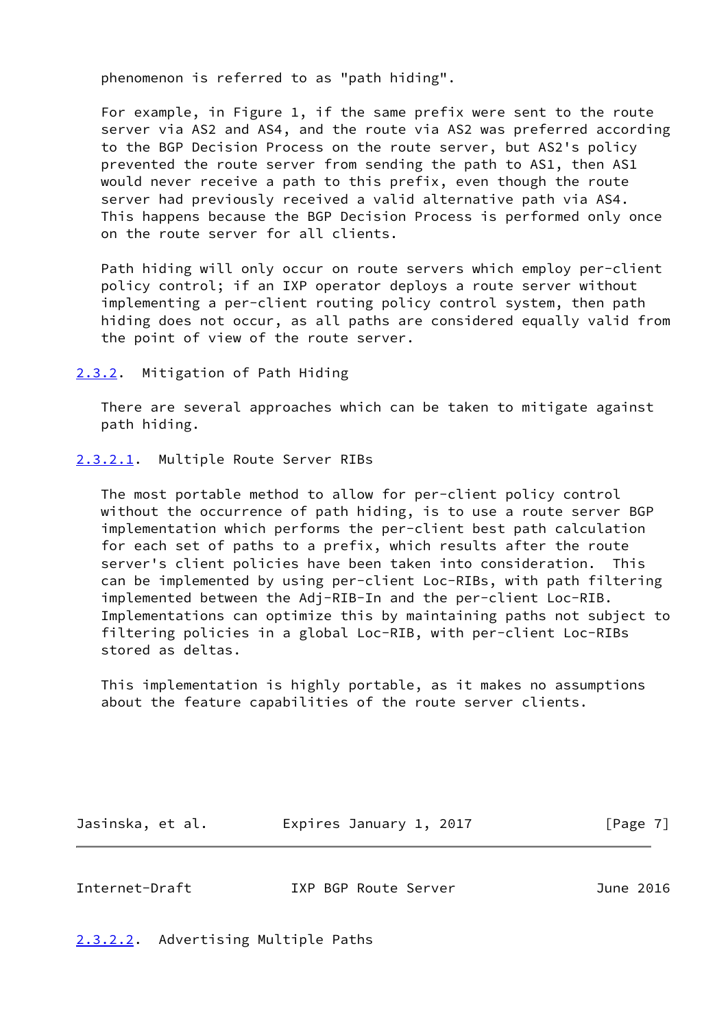phenomenon is referred to as "path hiding".

For example, in Figure 1, if the same prefix were sent to the route server via AS2 and AS4, and the route via AS2 was preferred according to the BGP Decision Process on the route server, but AS2's policy prevented the route server from sending the path to AS1, then AS1 would never receive a path to this prefix, even though the route server had previously received a valid alternative path via AS4. This happens because the BGP Decision Process is performed only once on the route server for all clients.

Path hiding will only occur on route servers which employ per-client policy control; if an IXP operator deploys a route server without implementing a per-client routing policy control system, then path hiding does not occur, as all paths are considered equally valid from the point of view of the route server.

#### 2.3.2. Mitigation of Path Hiding

There are several approaches which can be taken to mitigate against path hiding.

##### 2.3.2.1. Multiple Route Server RIBs

The most portable method to allow for per-client policy control without the occurrence of path hiding, is to use a route server BGP implementation which performs the per-client best path calculation for each set of paths to a prefix, which results after the route server's client policies have been taken into consideration. This can be implemented by using per-client Loc-RIBs, with path filtering implemented between the Adj-RIB-In and the per-client Loc-RIB. Implementations can optimize this by maintaining paths not subject to filtering policies in a global Loc-RIB, with per-client Loc-RIBs stored as deltas.

This implementation is highly portable, as it makes no assumptions about the feature capabilities of the route server clients.

##### 2.3.2.2. Advertising Multiple Paths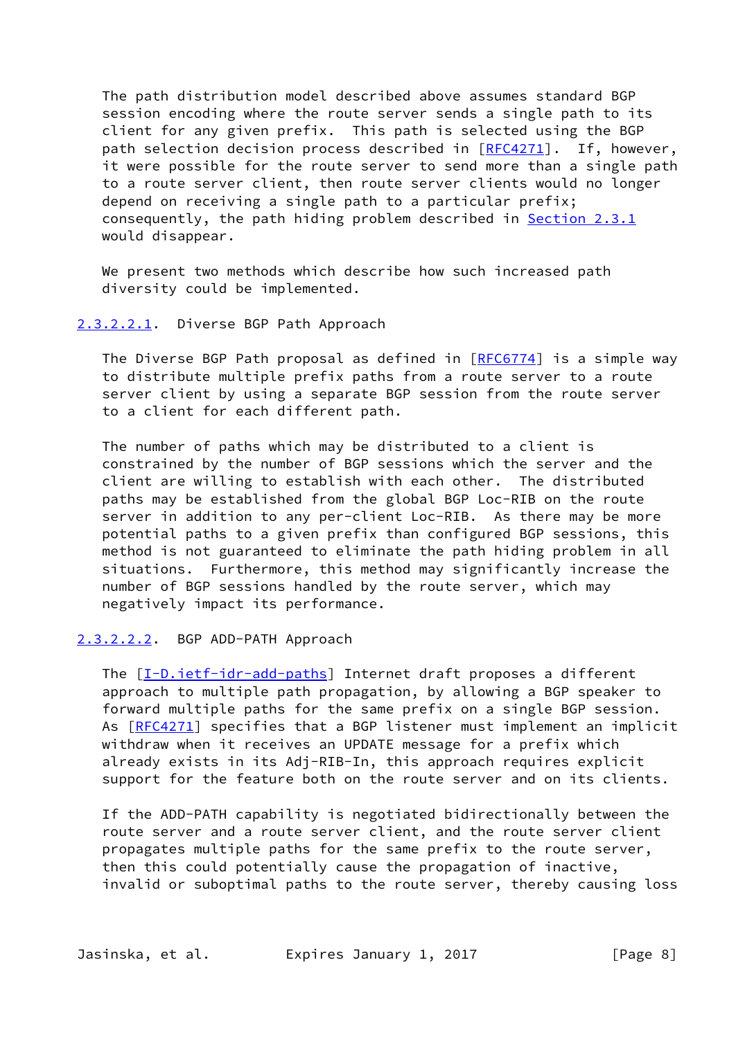The path distribution model described above assumes standard BGP session encoding where the route server sends a single path to its client for any given prefix. This path is selected using the BGP path selection decision process described in [RFC4271]. If, however, it were possible for the route server to send more than a single path to a route server client, then route server clients would no longer depend on receiving a single path to a particular prefix; consequently, the path hiding problem described in Section 2.3.1 would disappear.

We present two methods which describe how such increased path diversity could be implemented.

##### 2.3.2.2.1. Diverse BGP Path Approach

The Diverse BGP Path proposal as defined in [RFC6774] is a simple way to distribute multiple prefix paths from a route server to a route server client by using a separate BGP session from the route server to a client for each different path.

The number of paths which may be distributed to a client is constrained by the number of BGP sessions which the server and the client are willing to establish with each other. The distributed paths may be established from the global BGP Loc-RIB on the route server in addition to any per-client Loc-RIB. As there may be more potential paths to a given prefix than configured BGP sessions, this method is not guaranteed to eliminate the path hiding problem in all situations. Furthermore, this method may significantly increase the number of BGP sessions handled by the route server, which may negatively impact its performance.

##### 2.3.2.2.2. BGP ADD-PATH Approach

The [I-D.ietf-idr-add-paths] Internet draft proposes a different approach to multiple path propagation, by allowing a BGP speaker to forward multiple paths for the same prefix on a single BGP session. As [RFC4271] specifies that a BGP listener must implement an implicit withdraw when it receives an UPDATE message for a prefix which already exists in its Adj-RIB-In, this approach requires explicit support for the feature both on the route server and on its clients.

If the ADD-PATH capability is negotiated bidirectionally between the route server and a route server client, and the route server client propagates multiple paths for the same prefix to the route server, then this could potentially cause the propagation of inactive, invalid or suboptimal paths to the route server, thereby causing loss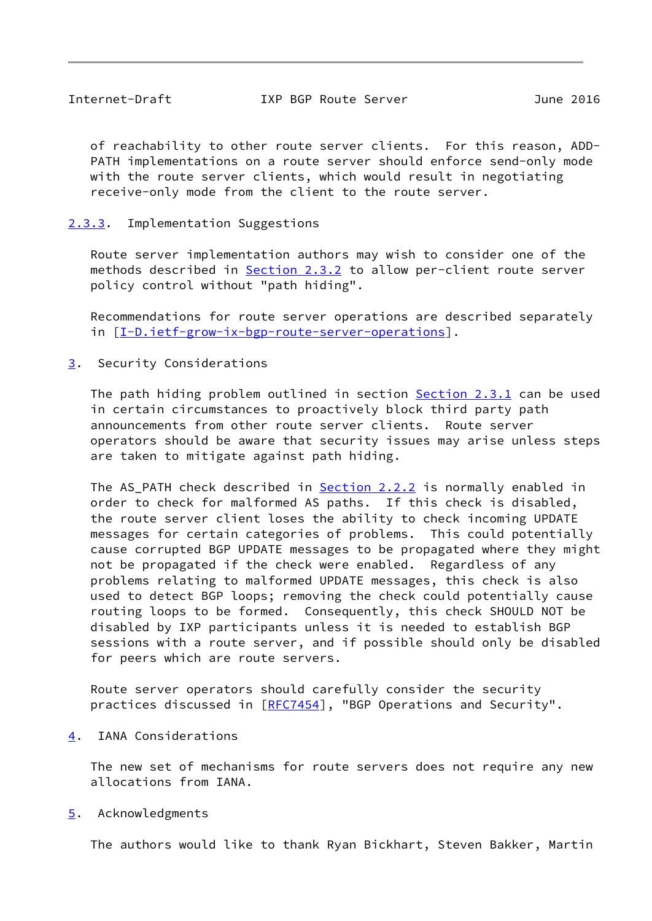of reachability to other route server clients. For this reason, ADD-PATH implementations on a route server should enforce send-only mode with the route server clients, which would result in negotiating receive-only mode from the client to the route server.

### 2.3.3. Implementation Suggestions

Route server implementation authors may wish to consider one of the methods described in Section 2.3.2 to allow per-client route server policy control without "path hiding".

Recommendations for route server operations are described separately in [I-D.ietf-grow-ix-bgp-route-server-operations].

## 3. Security Considerations

The path hiding problem outlined in section Section 2.3.1 can be used in certain circumstances to proactively block third party path announcements from other route server clients. Route server operators should be aware that security issues may arise unless steps are taken to mitigate against path hiding.

The AS_PATH check described in Section 2.2.2 is normally enabled in order to check for malformed AS paths. If this check is disabled, the route server client loses the ability to check incoming UPDATE messages for certain categories of problems. This could potentially cause corrupted BGP UPDATE messages to be propagated where they might not be propagated if the check were enabled. Regardless of any problems relating to malformed UPDATE messages, this check is also used to detect BGP loops; removing the check could potentially cause routing loops to be formed. Consequently, this check SHOULD NOT be disabled by IXP participants unless it is needed to establish BGP sessions with a route server, and if possible should only be disabled for peers which are route servers.

Route server operators should carefully consider the security practices discussed in [RFC7454], "BGP Operations and Security".

## 4. IANA Considerations

The new set of mechanisms for route servers does not require any new allocations from IANA.

## 5. Acknowledgments

The authors would like to thank Ryan Bickhart, Steven Bakker, Martin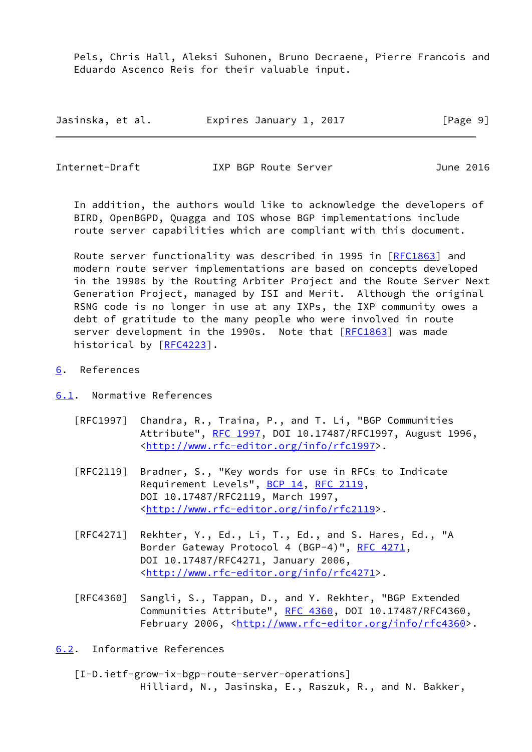Pels, Chris Hall, Aleksi Suhonen, Bruno Decraene, Pierre Francois and Eduardo Ascenco Reis for their valuable input.

In addition, the authors would like to acknowledge the developers of BIRD, OpenBGPD, Quagga and IOS whose BGP implementations include route server capabilities which are compliant with this document.

Route server functionality was described in 1995 in [RFC1863] and modern route server implementations are based on concepts developed in the 1990s by the Routing Arbiter Project and the Route Server Next Generation Project, managed by ISI and Merit. Although the original RSNG code is no longer in use at any IXPs, the IXP community owes a debt of gratitude to the many people who were involved in route server development in the 1990s. Note that [RFC1863] was made historical by [RFC4223].

## 6. References

### 6.1. Normative References

[RFC1997] Chandra, R., Traina, P., and T. Li, "BGP Communities Attribute", RFC 1997, DOI 10.17487/RFC1997, August 1996, <http://www.rfc-editor.org/info/rfc1997>.

[RFC2119] Bradner, S., "Key words for use in RFCs to Indicate Requirement Levels", BCP 14, RFC 2119, DOI 10.17487/RFC2119, March 1997, <http://www.rfc-editor.org/info/rfc2119>.

[RFC4271] Rekhter, Y., Ed., Li, T., Ed., and S. Hares, Ed., "A Border Gateway Protocol 4 (BGP-4)", RFC 4271, DOI 10.17487/RFC4271, January 2006, <http://www.rfc-editor.org/info/rfc4271>.

[RFC4360] Sangli, S., Tappan, D., and Y. Rekhter, "BGP Extended Communities Attribute", RFC 4360, DOI 10.17487/RFC4360, February 2006, <http://www.rfc-editor.org/info/rfc4360>.

### 6.2. Informative References

[I-D.ietf-grow-ix-bgp-route-server-operations]
Hilliard, N., Jasinska, E., Raszuk, R., and N. Bakker,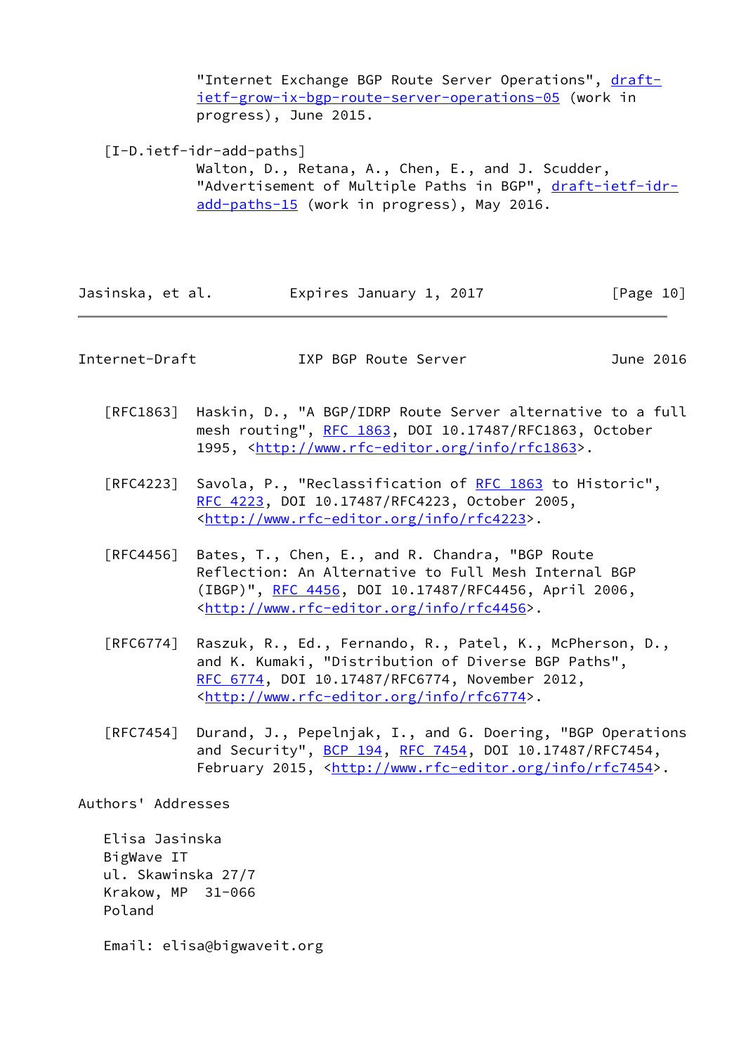"Internet Exchange BGP Route Server Operations", draft-ietf-grow-ix-bgp-route-server-operations-05 (work in progress), June 2015.

[I-D.ietf-idr-add-paths]
Walton, D., Retana, A., Chen, E., and J. Scudder, "Advertisement of Multiple Paths in BGP", draft-ietf-idr-add-paths-15 (work in progress), May 2016.

[RFC1863] Haskin, D., "A BGP/IDRP Route Server alternative to a full mesh routing", RFC 1863, DOI 10.17487/RFC1863, October 1995, <http://www.rfc-editor.org/info/rfc1863>.

[RFC4223] Savola, P., "Reclassification of RFC 1863 to Historic", RFC 4223, DOI 10.17487/RFC4223, October 2005, <http://www.rfc-editor.org/info/rfc4223>.

[RFC4456] Bates, T., Chen, E., and R. Chandra, "BGP Route Reflection: An Alternative to Full Mesh Internal BGP (IBGP)", RFC 4456, DOI 10.17487/RFC4456, April 2006, <http://www.rfc-editor.org/info/rfc4456>.

[RFC6774] Raszuk, R., Ed., Fernando, R., Patel, K., McPherson, D., and K. Kumaki, "Distribution of Diverse BGP Paths", RFC 6774, DOI 10.17487/RFC6774, November 2012, <http://www.rfc-editor.org/info/rfc6774>.

[RFC7454] Durand, J., Pepelnjak, I., and G. Doering, "BGP Operations and Security", BCP 194, RFC 7454, DOI 10.17487/RFC7454, February 2015, <http://www.rfc-editor.org/info/rfc7454>.

## Authors' Addresses

Elisa Jasinska
BigWave IT
ul. Skawinska 27/7
Krakow, MP 31-066
Poland

Email: elisa@bigwaveit.org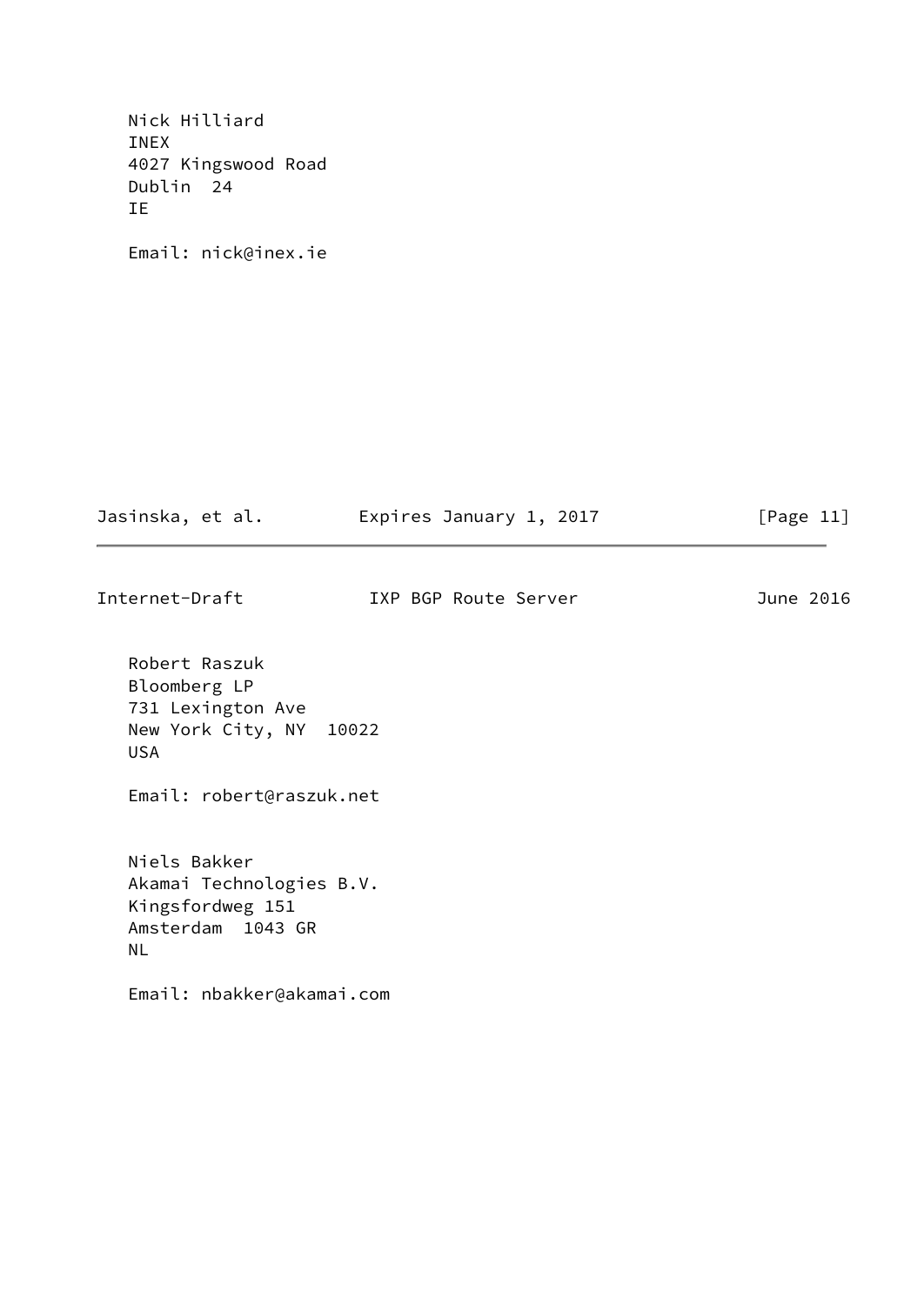Nick Hilliard
INEX
4027 Kingswood Road
Dublin  24
IE

Email: nick@inex.ie

Robert Raszuk
Bloomberg LP
731 Lexington Ave
New York City, NY  10022
USA

Email: robert@raszuk.net

Niels Bakker
Akamai Technologies B.V.
Kingsfordweg 151
Amsterdam  1043 GR
NL

Email: nbakker@akamai.com